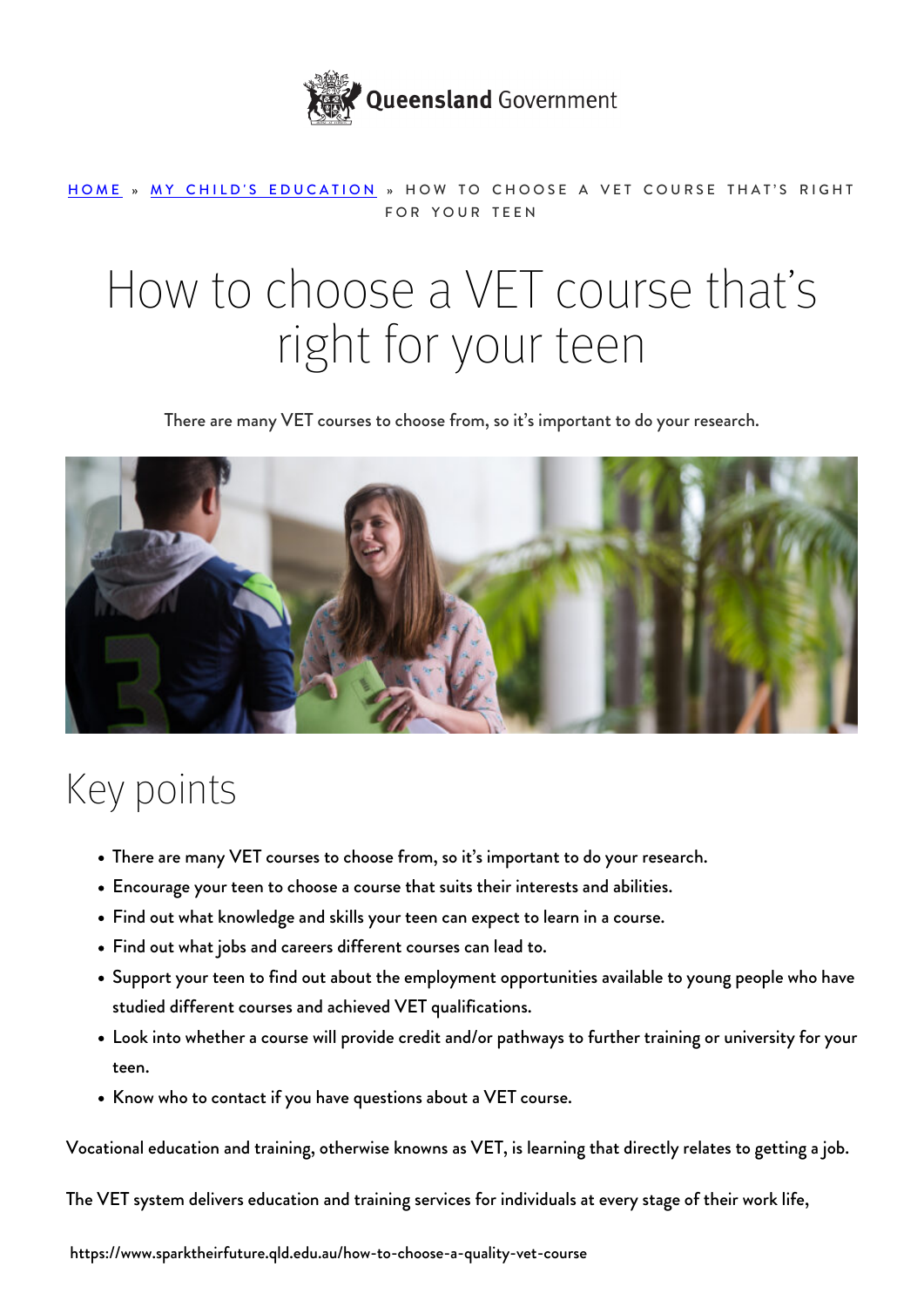Queensland Government

HOME » MY CHILD'S EDUCATION » HOW TO CHOOSE A VET COURSE THAT'S RIGHT FOR YOUR TEEN

# How to choose a VET course that's right for your teen

There are many VET courses to choose from, so it's important to do your research.

## Key points

- There are many VET courses to choose from, so it's important to do your research.
- Encourage your teen to choose a course that suits their interests and abilities.
- Find out what knowledge and skills your teen can expect to learn in a course.
- Find out what jobs and careers different courses can lead to.
- Support your teen to find out about the employment opportunities available to young people who have studied different courses and achieved VET qualifications.
- Look into whether a course will provide credit and/or pathways to further training or university for your teen.
- Know who to contact if you have questions about a VET course.

Vocational education and training, otherwise knowns as VET, is learning that directly relates to getting a job.

The VET system delivers education and training services for individuals at every stage of their work life,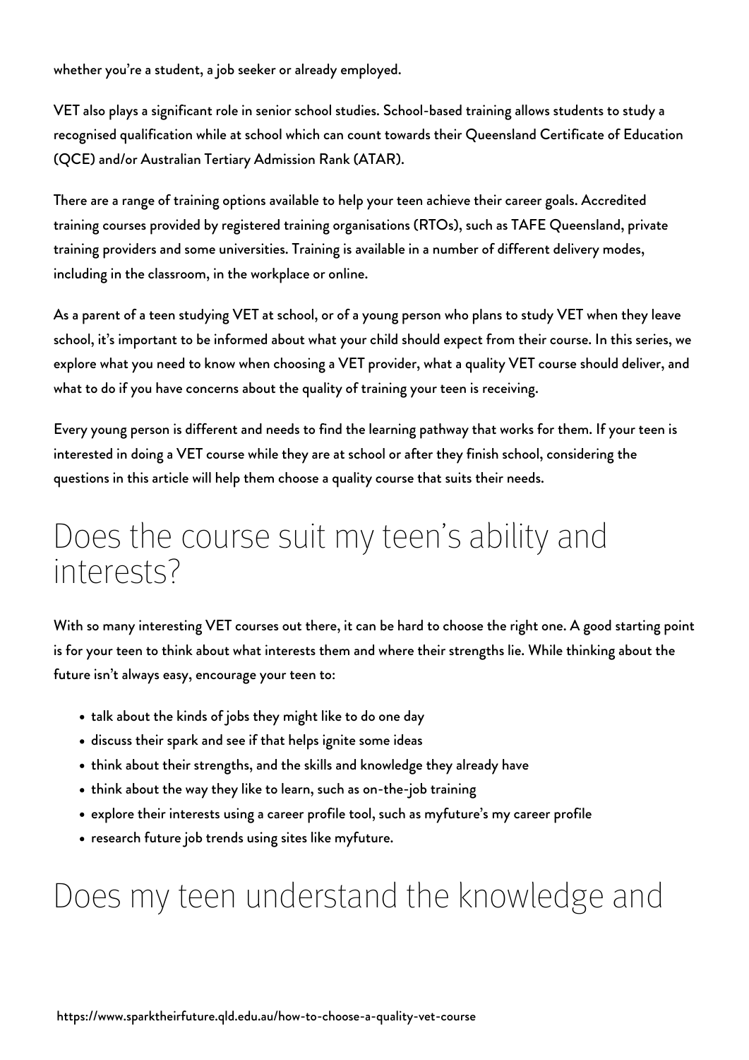whether you're a student, a job seeker or already employed.

VET also plays a significant role in senior school studies. School-based training allows students to study a recognised qualification while at school which can count towards their Queensland Certificate of Education (QCE) and/or Australian Tertiary Admission Rank (ATAR).

There are a range of training options available to help your teen achieve their career goals. Accredited training courses provided by registered training organisations (RTOs), such as TAFE Queensland, private training providers and some universities. Training is available in a number of different delivery modes, including in the classroom, in the workplace or online.

As a parent of a teen studying VET at school, or of a young person who plans to study VET when they leave school, it's important to be informed about what your child should expect from their course. In this series, we explore what you need to know when choosing a VET provider, what a quality VET course should deliver, and what to do if you have concerns about the quality of training your teen is receiving.

Every young person is different and needs to find the learning pathway that works for them. If your teen is interested in doing a VET course while they are at school or after they finish school, considering the questions in this article will help them choose a quality course that suits their needs.

## Does the course suit my teen's ability and interests?

With so many interesting VET courses out there, it can be hard to choose the right one. A good starting point is for your teen to think about what interests them and where their strengths lie. While thinking about the future isn't always easy, encourage your teen to:

- talk about the kinds of jobs they might like to do one day
- discuss their spark and see if that helps ignite some ideas
- think about their strengths, and the skills and knowledge they already have
- think about the way they like to learn, such as on-the-job training
- explore their interests using a career profile tool, such as myfuture's my career profile
- research future job trends using sites like myfuture.

## Does my teen understand the knowledge and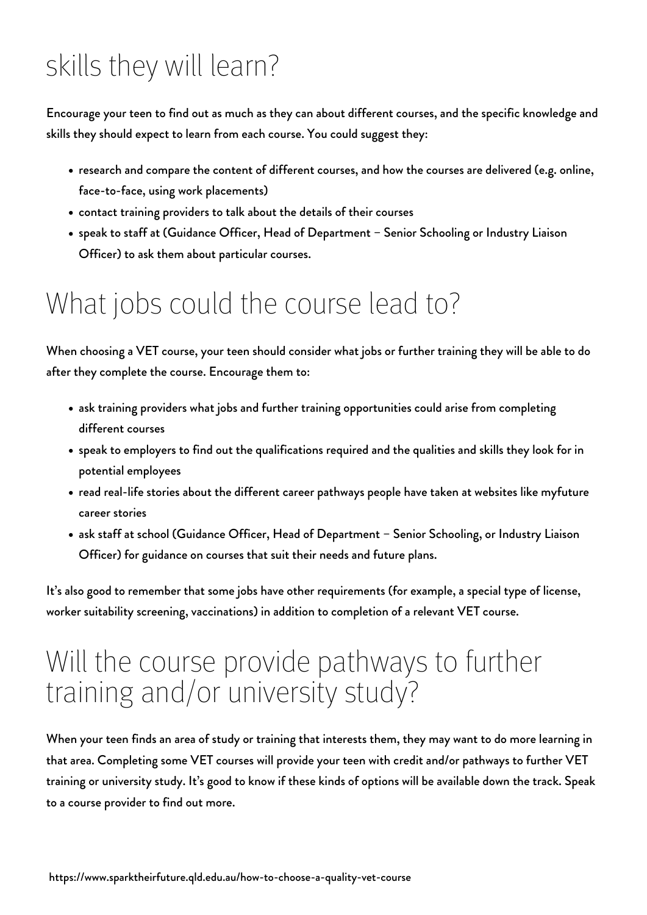## skills they will learn?

Encourage your teen to find out as much as they can about different courses, and the specific knowledge and skills they should expect to learn from each course. You could suggest they:

- research and compare the content of different courses, and how the courses are delivered (e.g. online, face-to-face, using work placements)
- contact training providers to talk about the details of their courses
- speak to staff at (Guidance Officer, Head of Department – Senior Schooling or Industry Liaison Officer) to ask them about particular courses.

## What jobs could the course lead to?

When choosing a VET course, your teen should consider what jobs or further training they will be able to do after they complete the course. Encourage them to:

- ask training providers what jobs and further training opportunities could arise from completing different courses
- speak to employers to find out the qualifications required and the qualities and skills they look for in potential employees
- read real-life stories about the different career pathways people have taken at websites like myfuture career stories
- ask staff at school (Guidance Officer, Head of Department – Senior Schooling, or Industry Liaison Officer) for guidance on courses that suit their needs and future plans.

It's also good to remember that some jobs have other requirements (for example, a special type of license, worker suitability screening, vaccinations) in addition to completion of a relevant VET course.

## Will the course provide pathways to further training and/or university study?

When your teen finds an area of study or training that interests them, they may want to do more learning in that area. Completing some VET courses will provide your teen with credit and/or pathways to further VET training or university study. It's good to know if these kinds of options will be available down the track. Speak to a course provider to find out more.

https://www.sparktheirfuture.qld.edu.au/how-to-choose-a-quality-vet-course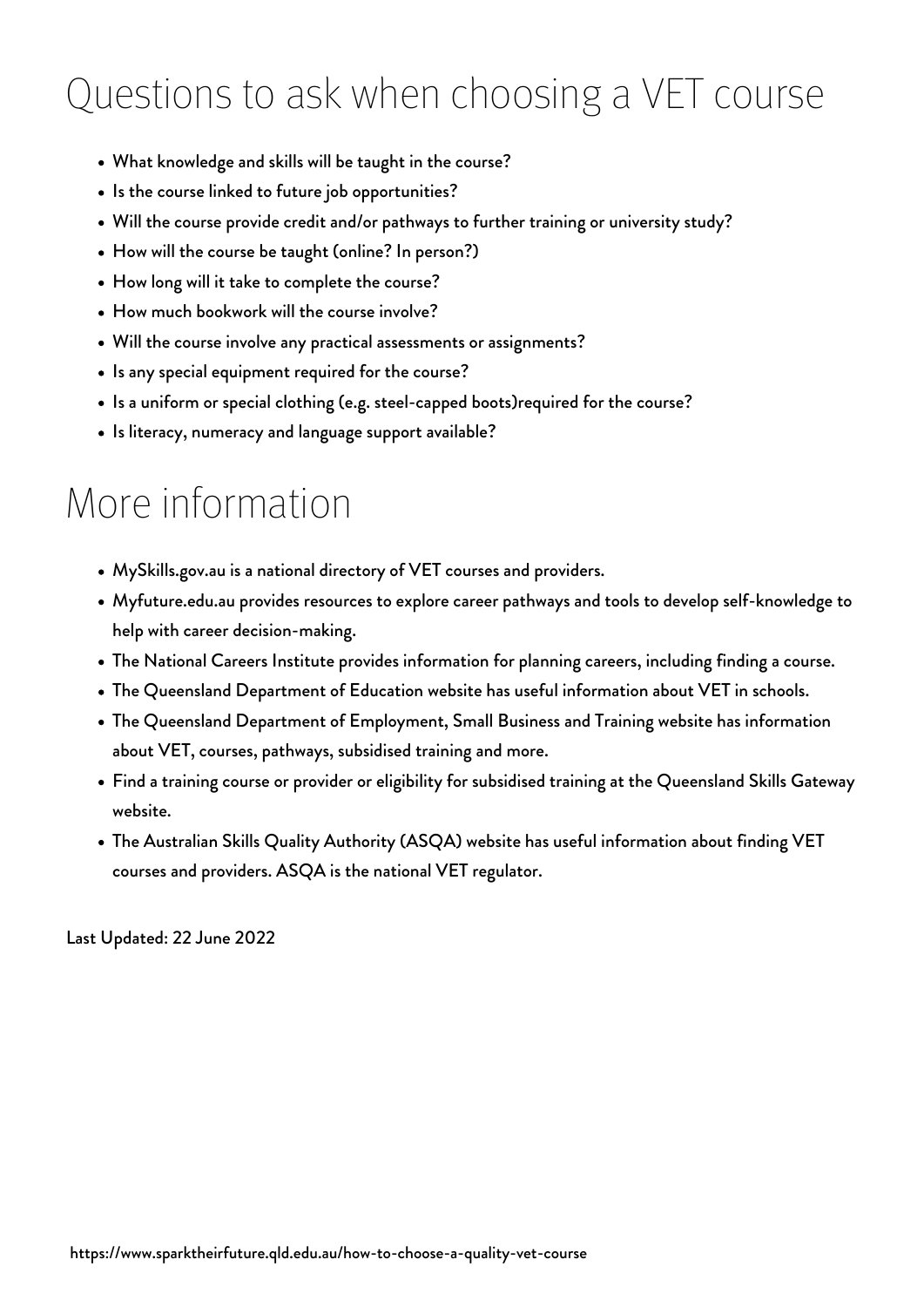## Questions to ask when choosing a VET course

- What knowledge and skills will be taught in the course?
- Is the course linked to future job opportunities?
- Will the course provide credit and/or pathways to further training or university study?
- How will the course be taught (online? In person?)
- How long will it take to complete the course?
- How much bookwork will the course involve?
- Will the course involve any practical assessments or assignments?
- Is any special equipment required for the course?
- Is a uniform or special clothing (e.g. steel-capped boots)required for the course?
- Is literacy, numeracy and language support available?

## More information

- MySkills.gov.au is a national directory of VET courses and providers.
- Myfuture.edu.au provides resources to explore career pathways and tools to develop self-knowledge to help with career decision-making.
- The National Careers Institute provides information for planning careers, including finding a course.
- The Queensland Department of Education website has useful information about VET in schools.
- The Queensland Department of Employment, Small Business and Training website has information about VET, courses, pathways, subsidised training and more.
- Find a training course or provider or eligibility for subsidised training at the Queensland Skills Gateway website.
- The Australian Skills Quality Authority (ASQA) website has useful information about finding VET courses and providers. ASQA is the national VET regulator.

Last Updated: 22 June 2022

https://www.sparktheirfuture.qld.edu.au/how-to-choose-a-quality-vet-course